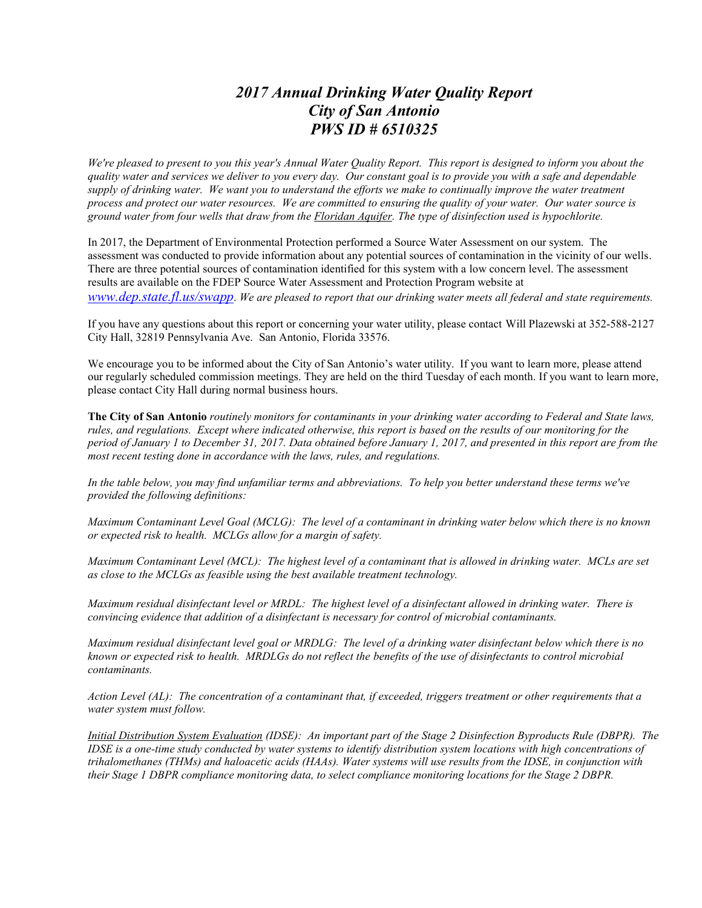# *2017 Annual Drinking Water Quality Report*
# *City of San Antonio*
# *PWS ID # 6510325*

*We're pleased to present to you this year's Annual Water Quality Report. This report is designed to inform you about the quality water and services we deliver to you every day. Our constant goal is to provide you with a safe and dependable supply of drinking water. We want you to understand the efforts we make to continually improve the water treatment process and protect our water resources. We are committed to ensuring the quality of your water. Our water source is ground water from four wells that draw from the Floridan Aquifer. The type of disinfection used is hypochlorite.*

In 2017, the Department of Environmental Protection performed a Source Water Assessment on our system. The assessment was conducted to provide information about any potential sources of contamination in the vicinity of our wells. There are three potential sources of contamination identified for this system with a low concern level. The assessment results are available on the FDEP Source Water Assessment and Protection Program website at *www.dep.state.fl.us/swapp*. *We are pleased to report that our drinking water meets all federal and state requirements.*

If you have any questions about this report or concerning your water utility, please contact Will Plazewski at 352-588-2127 City Hall, 32819 Pennsylvania Ave. San Antonio, Florida 33576.

We encourage you to be informed about the City of San Antonio's water utility. If you want to learn more, please attend our regularly scheduled commission meetings. They are held on the third Tuesday of each month. If you want to learn more, please contact City Hall during normal business hours.

**The City of San Antonio** *routinely monitors for contaminants in your drinking water according to Federal and State laws, rules, and regulations. Except where indicated otherwise, this report is based on the results of our monitoring for the period of January 1 to December 31, 2017. Data obtained before January 1, 2017, and presented in this report are from the most recent testing done in accordance with the laws, rules, and regulations.*

*In the table below, you may find unfamiliar terms and abbreviations. To help you better understand these terms we've provided the following definitions:*

*Maximum Contaminant Level Goal (MCLG): The level of a contaminant in drinking water below which there is no known or expected risk to health. MCLGs allow for a margin of safety.*

*Maximum Contaminant Level (MCL): The highest level of a contaminant that is allowed in drinking water. MCLs are set as close to the MCLGs as feasible using the best available treatment technology.*

*Maximum residual disinfectant level or MRDL: The highest level of a disinfectant allowed in drinking water. There is convincing evidence that addition of a disinfectant is necessary for control of microbial contaminants.*

*Maximum residual disinfectant level goal or MRDLG: The level of a drinking water disinfectant below which there is no known or expected risk to health. MRDLGs do not reflect the benefits of the use of disinfectants to control microbial contaminants.*

*Action Level (AL): The concentration of a contaminant that, if exceeded, triggers treatment or other requirements that a water system must follow.*

*Initial Distribution System Evaluation (IDSE): An important part of the Stage 2 Disinfection Byproducts Rule (DBPR). The IDSE is a one-time study conducted by water systems to identify distribution system locations with high concentrations of trihalomethanes (THMs) and haloacetic acids (HAAs). Water systems will use results from the IDSE, in conjunction with their Stage 1 DBPR compliance monitoring data, to select compliance monitoring locations for the Stage 2 DBPR.*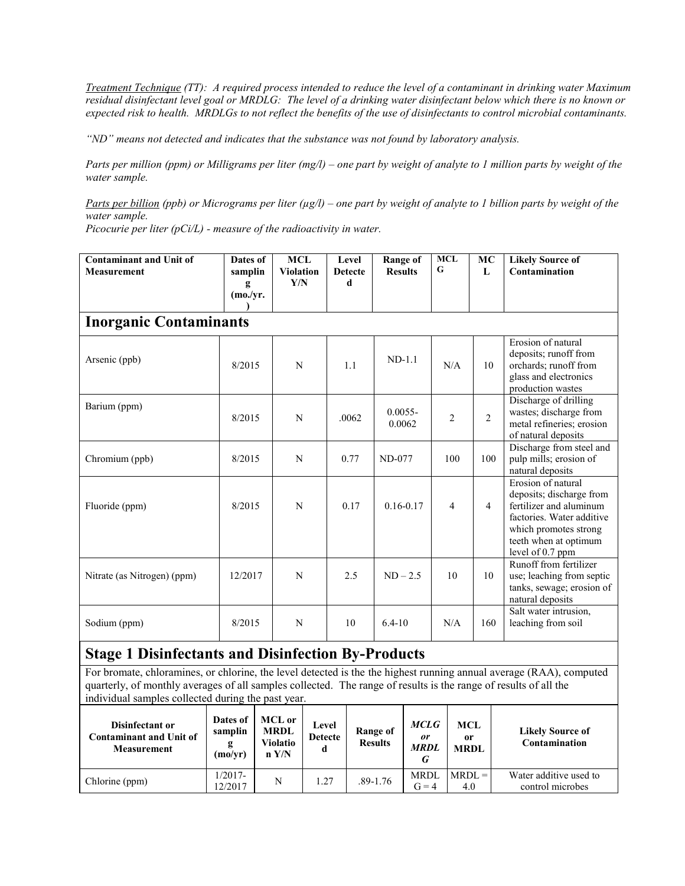*<u>Treatment Technique</u> (TT): A required process intended to reduce the level of a contaminant in drinking water Maximum residual disinfectant level goal or MRDLG: The level of a drinking water disinfectant below which there is no known or expected risk to health. MRDLGs to not reflect the benefits of the use of disinfectants to control microbial contaminants.*

*"ND" means not detected and indicates that the substance was not found by laboratory analysis.*

*Parts per million (ppm) or Milligrams per liter (mg/l) – one part by weight of analyte to 1 million parts by weight of the water sample.*

*<u>Parts per billion</u> (ppb) or Micrograms per liter (µg/l) – one part by weight of analyte to 1 billion parts by weight of the water sample.*
*Picocurie per liter (pCi/L) - measure of the radioactivity in water.*

| Contaminant and Unit of Measurement | Dates of sampling (mo./yr.) | MCL Violation Y/N | Level Detected | Range of Results | MCLG | MCL | Likely Source of Contamination |
|---|---|---|---|---|---|---|---|
| **Inorganic Contaminants** | | | | | | | |
| Arsenic (ppb) | 8/2015 | N | 1.1 | ND-1.1 | N/A | 10 | Erosion of natural deposits; runoff from orchards; runoff from glass and electronics production wastes |
| Barium (ppm) | 8/2015 | N | .0062 | 0.0055-0.0062 | 2 | 2 | Discharge of drilling wastes; discharge from metal refineries; erosion of natural deposits |
| Chromium (ppb) | 8/2015 | N | 0.77 | ND-077 | 100 | 100 | Discharge from steel and pulp mills; erosion of natural deposits |
| Fluoride (ppm) | 8/2015 | N | 0.17 | 0.16-0.17 | 4 | 4 | Erosion of natural deposits; discharge from fertilizer and aluminum factories. Water additive which promotes strong teeth when at optimum level of 0.7 ppm |
| Nitrate (as Nitrogen) (ppm) | 12/2017 | N | 2.5 | ND – 2.5 | 10 | 10 | Runoff from fertilizer use; leaching from septic tanks, sewage; erosion of natural deposits |
| Sodium (ppm) | 8/2015 | N | 10 | 6.4-10 | N/A | 160 | Salt water intrusion, leaching from soil |

## Stage 1 Disinfectants and Disinfection By-Products

For bromate, chloramines, or chlorine, the level detected is the the highest running annual average (RAA), computed quarterly, of monthly averages of all samples collected. The range of results is the range of results of all the individual samples collected during the past year.

| Disinfectant or Contaminant and Unit of Measurement | Dates of sampling (mo/yr) | MCL or MRDL Violation Y/N | Level Detected | Range of Results | *MCLG or MRDLG* | MCL or MRDL | Likely Source of Contamination |
|---|---|---|---|---|---|---|---|
| Chlorine (ppm) | 1/2017-12/2017 | N | 1.27 | .89-1.76 | MRDLG = 4 | MRDL = 4.0 | Water additive used to control microbes |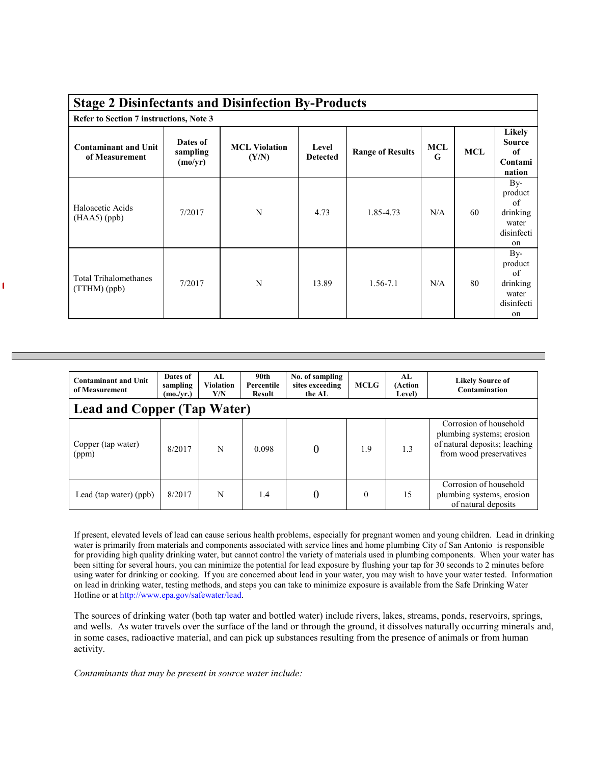## Stage 2 Disinfectants and Disinfection By-Products

**Refer to Section 7 instructions, Note 3**

| Contaminant and Unit of Measurement | Dates of sampling (mo/yr) | MCL Violation (Y/N) | Level Detected | Range of Results | MCLG | MCL | Likely Source of Contamination |
|---|---|---|---|---|---|---|---|
| Haloacetic Acids (HAA5) (ppb) | 7/2017 | N | 4.73 | 1.85-4.73 | N/A | 60 | By-product of drinking water disinfection |
| Total Trihalomethanes (TTHM) (ppb) | 7/2017 | N | 13.89 | 1.56-7.1 | N/A | 80 | By-product of drinking water disinfection |

| Contaminant and Unit of Measurement | Dates of sampling (mo./yr.) | AL Violation Y/N | 90th Percentile Result | No. of sampling sites exceeding the AL | MCLG | AL (Action Level) | Likely Source of Contamination |
|---|---|---|---|---|---|---|---|
| **Lead and Copper (Tap Water)** | | | | | | | |
| Copper (tap water) (ppm) | 8/2017 | N | 0.098 | 0 | 1.9 | 1.3 | Corrosion of household plumbing systems; erosion of natural deposits; leaching from wood preservatives |
| Lead (tap water) (ppb) | 8/2017 | N | 1.4 | 0 | 0 | 15 | Corrosion of household plumbing systems, erosion of natural deposits |

If present, elevated levels of lead can cause serious health problems, especially for pregnant women and young children. Lead in drinking water is primarily from materials and components associated with service lines and home plumbing City of San Antonio is responsible for providing high quality drinking water, but cannot control the variety of materials used in plumbing components. When your water has been sitting for several hours, you can minimize the potential for lead exposure by flushing your tap for 30 seconds to 2 minutes before using water for drinking or cooking. If you are concerned about lead in your water, you may wish to have your water tested. Information on lead in drinking water, testing methods, and steps you can take to minimize exposure is available from the Safe Drinking Water Hotline or at http://www.epa.gov/safewater/lead.

The sources of drinking water (both tap water and bottled water) include rivers, lakes, streams, ponds, reservoirs, springs, and wells. As water travels over the surface of the land or through the ground, it dissolves naturally occurring minerals and, in some cases, radioactive material, and can pick up substances resulting from the presence of animals or from human activity.

*Contaminants that may be present in source water include:*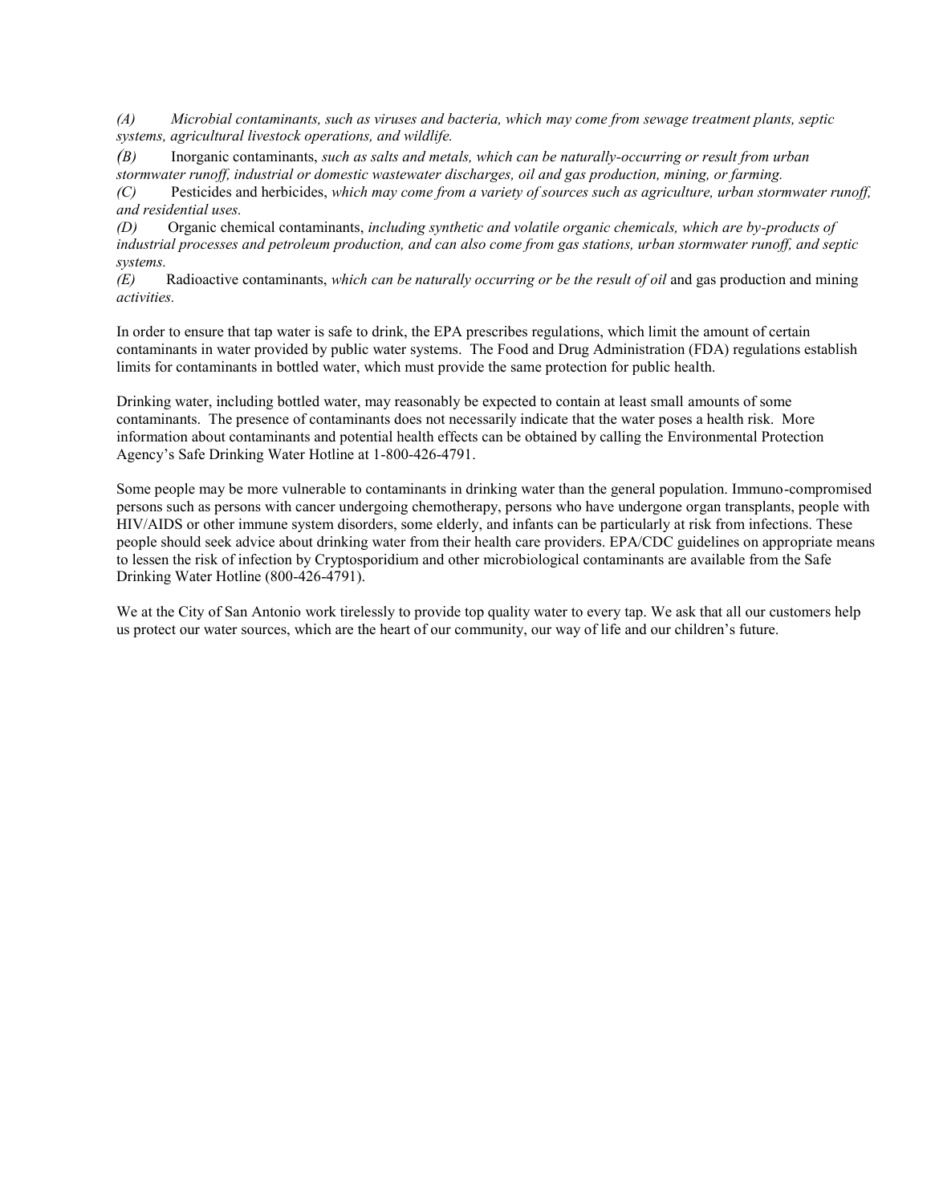*(A)* *Microbial contaminants, such as viruses and bacteria, which may come from sewage treatment plants, septic systems, agricultural livestock operations, and wildlife.*

*(B)* Inorganic contaminants, *such as salts and metals, which can be naturally-occurring or result from urban stormwater runoff, industrial or domestic wastewater discharges, oil and gas production, mining, or farming.*

*(C)* Pesticides and herbicides, *which may come from a variety of sources such as agriculture, urban stormwater runoff, and residential uses.*

*(D)* Organic chemical contaminants, *including synthetic and volatile organic chemicals, which are by-products of industrial processes and petroleum production, and can also come from gas stations, urban stormwater runoff, and septic systems.*

*(E)* Radioactive contaminants, *which can be naturally occurring or be the result of oil* and gas production and mining *activities.*

In order to ensure that tap water is safe to drink, the EPA prescribes regulations, which limit the amount of certain contaminants in water provided by public water systems. The Food and Drug Administration (FDA) regulations establish limits for contaminants in bottled water, which must provide the same protection for public health.

Drinking water, including bottled water, may reasonably be expected to contain at least small amounts of some contaminants. The presence of contaminants does not necessarily indicate that the water poses a health risk. More information about contaminants and potential health effects can be obtained by calling the Environmental Protection Agency's Safe Drinking Water Hotline at 1-800-426-4791.

Some people may be more vulnerable to contaminants in drinking water than the general population. Immuno-compromised persons such as persons with cancer undergoing chemotherapy, persons who have undergone organ transplants, people with HIV/AIDS or other immune system disorders, some elderly, and infants can be particularly at risk from infections. These people should seek advice about drinking water from their health care providers. EPA/CDC guidelines on appropriate means to lessen the risk of infection by Cryptosporidium and other microbiological contaminants are available from the Safe Drinking Water Hotline (800-426-4791).

We at the City of San Antonio work tirelessly to provide top quality water to every tap. We ask that all our customers help us protect our water sources, which are the heart of our community, our way of life and our children's future.